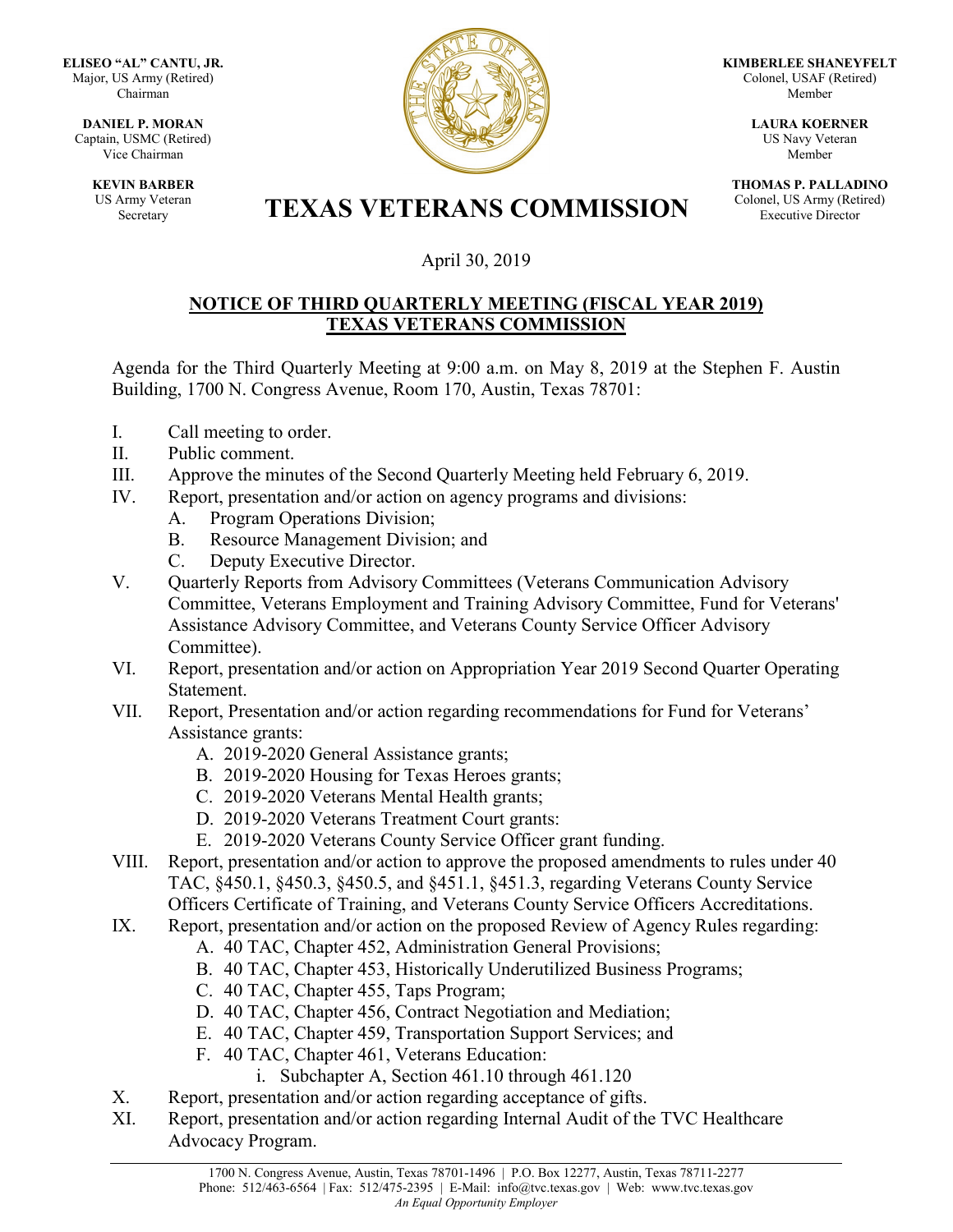**ELISEO "AL" CANTU, JR.**
Major, US Army (Retired)
Chairman

**DANIEL P. MORAN**
Captain, USMC (Retired)
Vice Chairman

**KEVIN BARBER**
US Army Veteran
Secretary

**KIMBERLEE SHANEYFELT**
Colonel, USAF (Retired)
Member

**LAURA KOERNER**
US Navy Veteran
Member

**THOMAS P. PALLADINO**
Colonel, US Army (Retired)
Executive Director

# TEXAS VETERANS COMMISSION

April 30, 2019

## NOTICE OF THIRD QUARTERLY MEETING (FISCAL YEAR 2019) TEXAS VETERANS COMMISSION

Agenda for the Third Quarterly Meeting at 9:00 a.m. on May 8, 2019 at the Stephen F. Austin Building, 1700 N. Congress Avenue, Room 170, Austin, Texas 78701:

I. Call meeting to order.

II. Public comment.

III. Approve the minutes of the Second Quarterly Meeting held February 6, 2019.

IV. Report, presentation and/or action on agency programs and divisions:
   - A. Program Operations Division;
   - B. Resource Management Division; and
   - C. Deputy Executive Director.

V. Quarterly Reports from Advisory Committees (Veterans Communication Advisory Committee, Veterans Employment and Training Advisory Committee, Fund for Veterans' Assistance Advisory Committee, and Veterans County Service Officer Advisory Committee).

VI. Report, presentation and/or action on Appropriation Year 2019 Second Quarter Operating Statement.

VII. Report, Presentation and/or action regarding recommendations for Fund for Veterans' Assistance grants:
   - A. 2019-2020 General Assistance grants;
   - B. 2019-2020 Housing for Texas Heroes grants;
   - C. 2019-2020 Veterans Mental Health grants;
   - D. 2019-2020 Veterans Treatment Court grants:
   - E. 2019-2020 Veterans County Service Officer grant funding.

VIII. Report, presentation and/or action to approve the proposed amendments to rules under 40 TAC, §450.1, §450.3, §450.5, and §451.1, §451.3, regarding Veterans County Service Officers Certificate of Training, and Veterans County Service Officers Accreditations.

IX. Report, presentation and/or action on the proposed Review of Agency Rules regarding:
   - A. 40 TAC, Chapter 452, Administration General Provisions;
   - B. 40 TAC, Chapter 453, Historically Underutilized Business Programs;
   - C. 40 TAC, Chapter 455, Taps Program;
   - D. 40 TAC, Chapter 456, Contract Negotiation and Mediation;
   - E. 40 TAC, Chapter 459, Transportation Support Services; and
   - F. 40 TAC, Chapter 461, Veterans Education:
     - i. Subchapter A, Section 461.10 through 461.120

X. Report, presentation and/or action regarding acceptance of gifts.

XI. Report, presentation and/or action regarding Internal Audit of the TVC Healthcare Advocacy Program.

1700 N. Congress Avenue, Austin, Texas 78701-1496 | P.O. Box 12277, Austin, Texas 78711-2277
Phone: 512/463-6564 | Fax: 512/475-2395 | E-Mail: info@tvc.texas.gov | Web: www.tvc.texas.gov
*An Equal Opportunity Employer*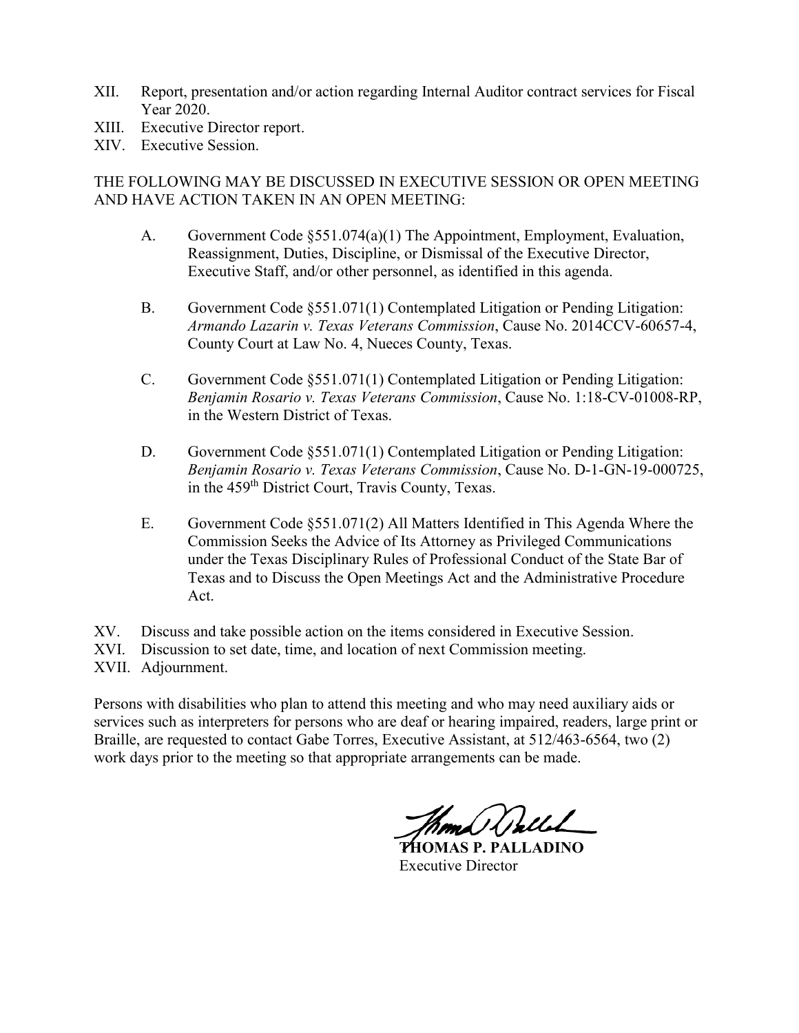XII. Report, presentation and/or action regarding Internal Auditor contract services for Fiscal Year 2020.
XIII. Executive Director report.
XIV. Executive Session.

THE FOLLOWING MAY BE DISCUSSED IN EXECUTIVE SESSION OR OPEN MEETING AND HAVE ACTION TAKEN IN AN OPEN MEETING:

A. Government Code §551.074(a)(1) The Appointment, Employment, Evaluation, Reassignment, Duties, Discipline, or Dismissal of the Executive Director, Executive Staff, and/or other personnel, as identified in this agenda.

B. Government Code §551.071(1) Contemplated Litigation or Pending Litigation: *Armando Lazarin v. Texas Veterans Commission*, Cause No. 2014CCV-60657-4, County Court at Law No. 4, Nueces County, Texas.

C. Government Code §551.071(1) Contemplated Litigation or Pending Litigation: *Benjamin Rosario v. Texas Veterans Commission*, Cause No. 1:18-CV-01008-RP, in the Western District of Texas.

D. Government Code §551.071(1) Contemplated Litigation or Pending Litigation: *Benjamin Rosario v. Texas Veterans Commission*, Cause No. D-1-GN-19-000725, in the 459th District Court, Travis County, Texas.

E. Government Code §551.071(2) All Matters Identified in This Agenda Where the Commission Seeks the Advice of Its Attorney as Privileged Communications under the Texas Disciplinary Rules of Professional Conduct of the State Bar of Texas and to Discuss the Open Meetings Act and the Administrative Procedure Act.

XV. Discuss and take possible action on the items considered in Executive Session.
XVI. Discussion to set date, time, and location of next Commission meeting.
XVII. Adjournment.

Persons with disabilities who plan to attend this meeting and who may need auxiliary aids or services such as interpreters for persons who are deaf or hearing impaired, readers, large print or Braille, are requested to contact Gabe Torres, Executive Assistant, at 512/463-6564, two (2) work days prior to the meeting so that appropriate arrangements can be made.

**THOMAS P. PALLADINO**
Executive Director